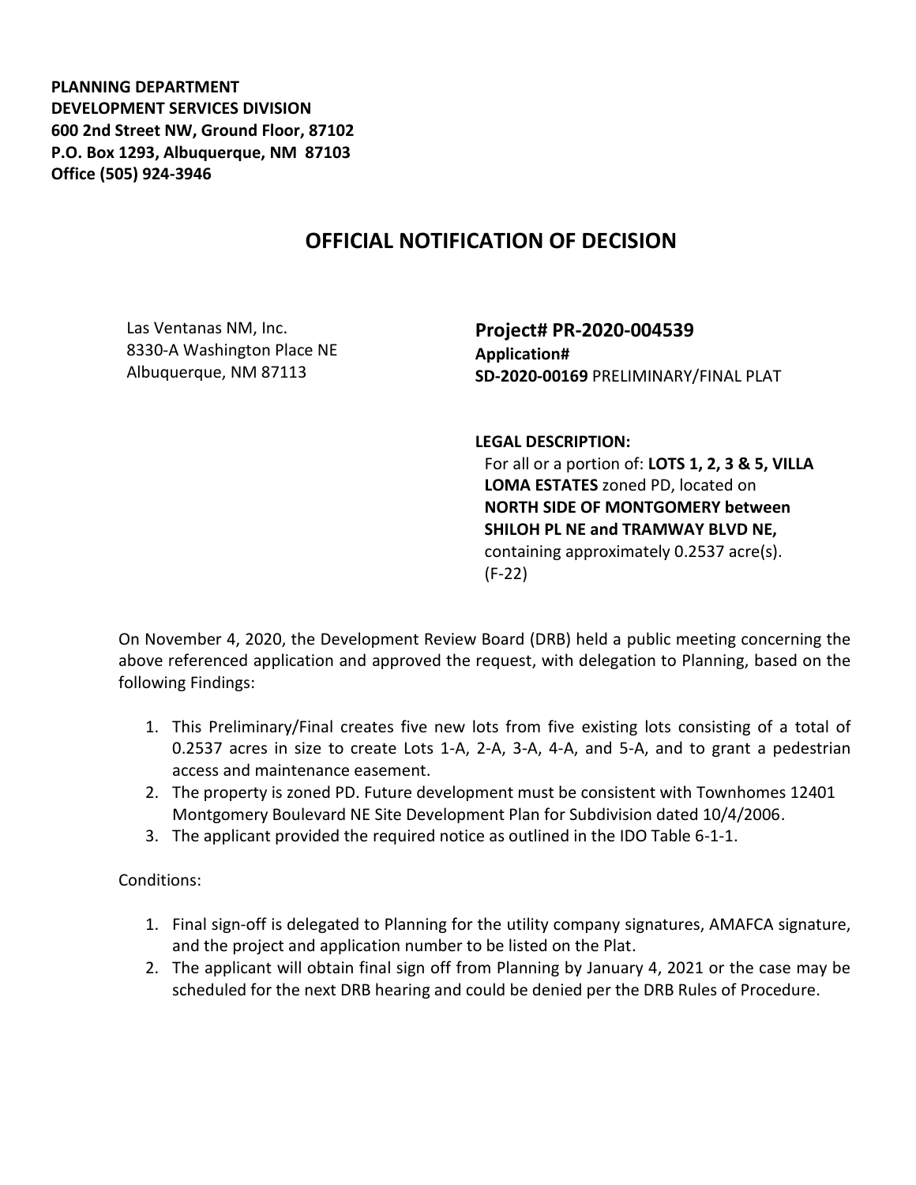**PLANNING DEPARTMENT**
**DEVELOPMENT SERVICES DIVISION**
**600 2nd Street NW, Ground Floor, 87102**
**P.O. Box 1293, Albuquerque, NM 87103**
**Office (505) 924-3946**

# OFFICIAL NOTIFICATION OF DECISION

Las Ventanas NM, Inc.
8330-A Washington Place NE
Albuquerque, NM 87113

**Project# PR-2020-004539**
**Application#**
**SD-2020-00169** PRELIMINARY/FINAL PLAT

**LEGAL DESCRIPTION:**
For all or a portion of: **LOTS 1, 2, 3 & 5, VILLA LOMA ESTATES** zoned PD, located on **NORTH SIDE OF MONTGOMERY between SHILOH PL NE and TRAMWAY BLVD NE,** containing approximately 0.2537 acre(s). (F-22)

On November 4, 2020, the Development Review Board (DRB) held a public meeting concerning the above referenced application and approved the request, with delegation to Planning, based on the following Findings:

1. This Preliminary/Final creates five new lots from five existing lots consisting of a total of 0.2537 acres in size to create Lots 1-A, 2-A, 3-A, 4-A, and 5-A, and to grant a pedestrian access and maintenance easement.
2. The property is zoned PD. Future development must be consistent with Townhomes 12401 Montgomery Boulevard NE Site Development Plan for Subdivision dated 10/4/2006.
3. The applicant provided the required notice as outlined in the IDO Table 6-1-1.

Conditions:

1. Final sign-off is delegated to Planning for the utility company signatures, AMAFCA signature, and the project and application number to be listed on the Plat.
2. The applicant will obtain final sign off from Planning by January 4, 2021 or the case may be scheduled for the next DRB hearing and could be denied per the DRB Rules of Procedure.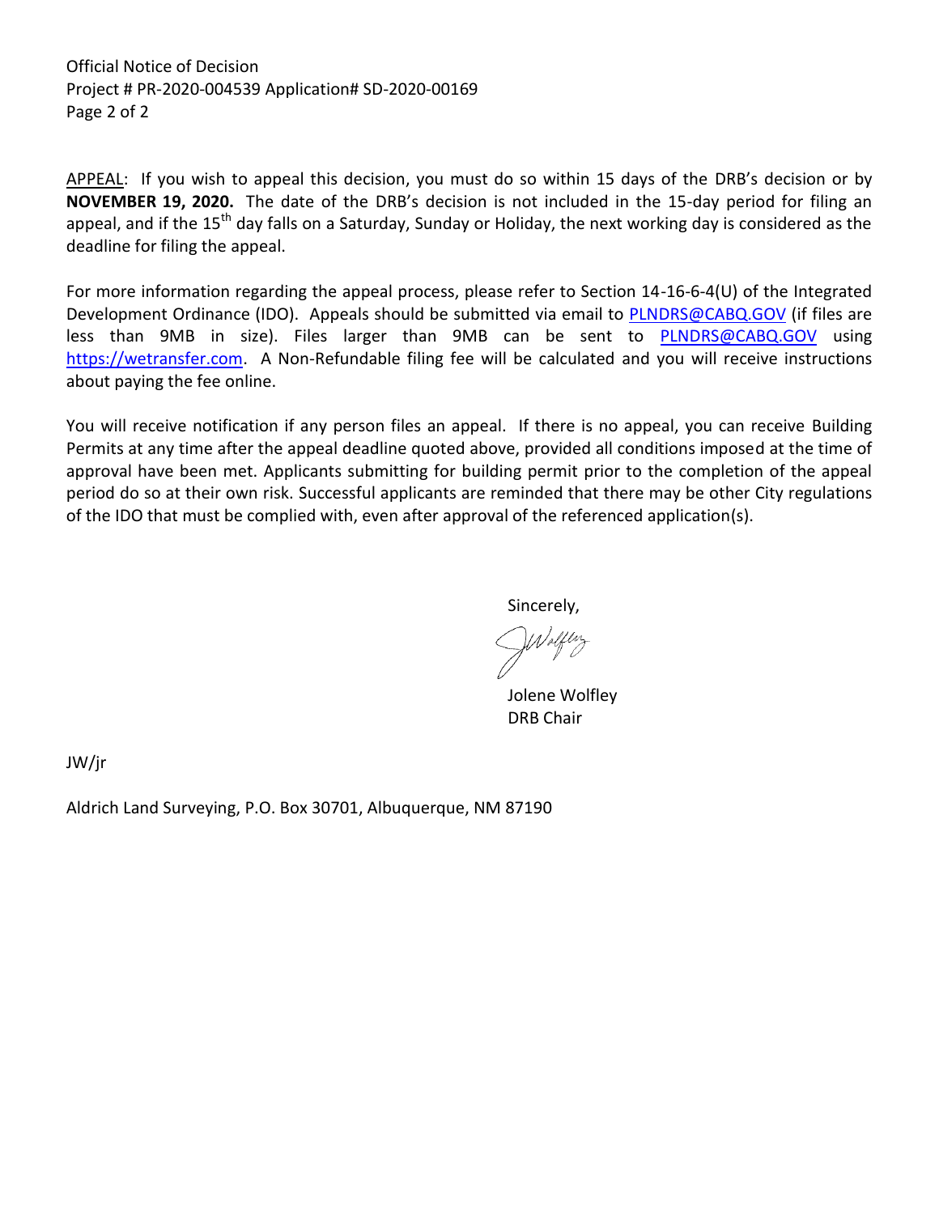Official Notice of Decision
Project # PR-2020-004539 Application# SD-2020-00169

APPEAL: If you wish to appeal this decision, you must do so within 15 days of the DRB's decision or by **NOVEMBER 19, 2020.** The date of the DRB's decision is not included in the 15-day period for filing an appeal, and if the 15th day falls on a Saturday, Sunday or Holiday, the next working day is considered as the deadline for filing the appeal.

For more information regarding the appeal process, please refer to Section 14-16-6-4(U) of the Integrated Development Ordinance (IDO). Appeals should be submitted via email to PLNDRS@CABQ.GOV (if files are less than 9MB in size). Files larger than 9MB can be sent to PLNDRS@CABQ.GOV using https://wetransfer.com. A Non-Refundable filing fee will be calculated and you will receive instructions about paying the fee online.

You will receive notification if any person files an appeal. If there is no appeal, you can receive Building Permits at any time after the appeal deadline quoted above, provided all conditions imposed at the time of approval have been met. Applicants submitting for building permit prior to the completion of the appeal period do so at their own risk. Successful applicants are reminded that there may be other City regulations of the IDO that must be complied with, even after approval of the referenced application(s).

Sincerely,

Jolene Wolfley
DRB Chair

JW/jr

Aldrich Land Surveying, P.O. Box 30701, Albuquerque, NM 87190